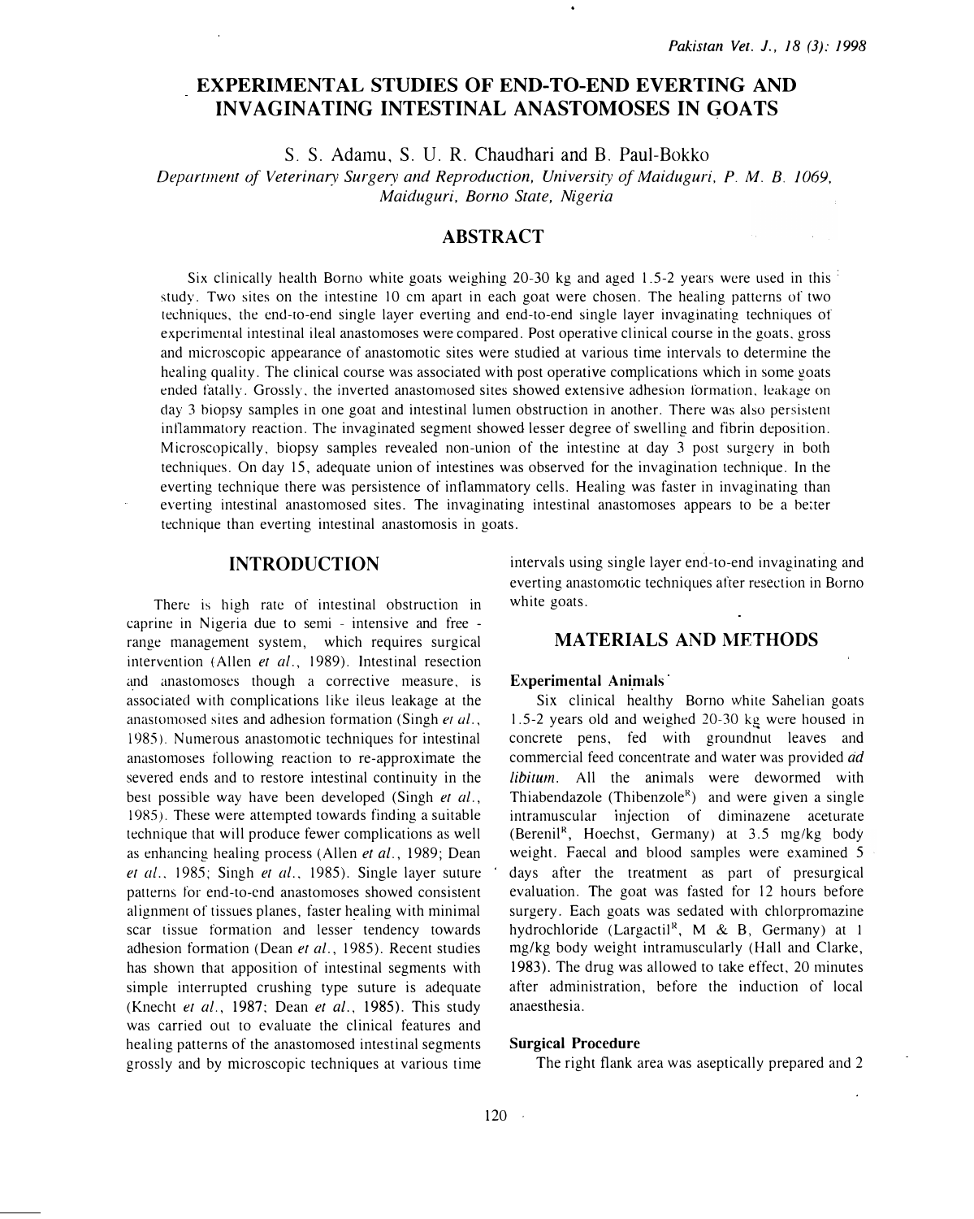# EXPERIMENTAL STUDIES OF END-TO-END EVERTING AND INVAGINATING INTESTINAL ANASTOMOSES IN GOATS

S. S. Adamu, S. U. R. Chaudhari and B. Paul-Bokko

*Department of Veterinary Surgery and Reproduction, University of Maiduguri, P. M. B. 1069, Maiduguri, Borno State, Nigeria*

## ABSTRACT

Six clinically health Borno white goats weighing 20-30 kg and aged 1.5-2 years were used in this study. Two sites on the intestine 10 cm apart in each goat were chosen. The healing patterns of two techniques, the end-to-end single layer everting and end-to-end single layer invaginating techniques of experimental intestinal ileal anastomoses were compared. Post operative clinical course in the goats, gross and microscopic appearance of anastomotic sites were studied at various time intervals to determine the healing quality. The clinical course was associated with post operative complications which in some goats ended fatally. Grossly, the inverted anastomosed sites showed extensive adhesion formation, leakage on day 3 biopsy samples in one goat and intestinal lumen obstruction in another. There was also persistent inflammatory reaction. The invaginated segment showed lesser degree of swelling and fibrin deposition. Microscopically, biopsy samples revealed non-union of the intestine at day 3 post surgery in both techniques. On day 15, adequate union of intestines was observed for the invagination technique. In the everting technique there was persistence of inflammatory cells. Healing was faster in invaginating than everting intestinal anastomosed sites. The invaginating intestinal anastomoses appears to be a better technique than everting intestinal anastomosis in goats.

## INTRODUCTION

There is high rate of intestinal obstruction in caprine in Nigeria due to semi - intensive and free - range management system, which requires surgical intervention (Allen *et al.*, 1989). Intestinal resection and anastomoses though a corrective measure, is associated with complications like ileus leakage at the anastomosed sites and adhesion formation (Singh *et al.*, 1985). Numerous anastomotic techniques for intestinal anastomoses following reaction to re-approximate the severed ends and to restore intestinal continuity in the best possible way have been developed (Singh *et al.*, 1985). These were attempted towards finding a suitable technique that will produce fewer complications as well as enhancing healing process (Allen *et al.*, 1989; Dean *et al.*, 1985; Singh *et al.*, 1985). Single layer suture patterns for end-to-end anastomoses showed consistent alignment of tissues planes, faster healing with minimal scar tissue formation and lesser tendency towards adhesion formation (Dean *et al.*, 1985). Recent studies has shown that apposition of intestinal segments with simple interrupted crushing type suture is adequate (Knecht *et al.*, 1987; Dean *et al.*, 1985). This study was carried out to evaluate the clinical features and healing patterns of the anastomosed intestinal segments grossly and by microscopic techniques at various time intervals using single layer end-to-end invaginating and everting anastomotic techniques after resection in Borno white goats.

## MATERIALS AND METHODS

### Experimental Animals

Six clinical healthy Borno white Sahelian goats 1.5-2 years old and weighed 20-30 kg were housed in concrete pens, fed with groundnut leaves and commercial feed concentrate and water was provided *ad libitum*. All the animals were dewormed with Thiabendazole (Thibenzole[R]) and were given a single intramuscular injection of diminazene aceturate (Berenil[R], Hoechst, Germany) at 3.5 mg/kg body weight. Faecal and blood samples were examined 5 days after the treatment as part of presurgical evaluation. The goat was fasted for 12 hours before surgery. Each goats was sedated with chlorpromazine hydrochloride (Largactil[R], M & B, Germany) at 1 mg/kg body weight intramuscularly (Hall and Clarke, 1983). The drug was allowed to take effect, 20 minutes after administration, before the induction of local anaesthesia.

### Surgical Procedure

The right flank area was aseptically prepared and 2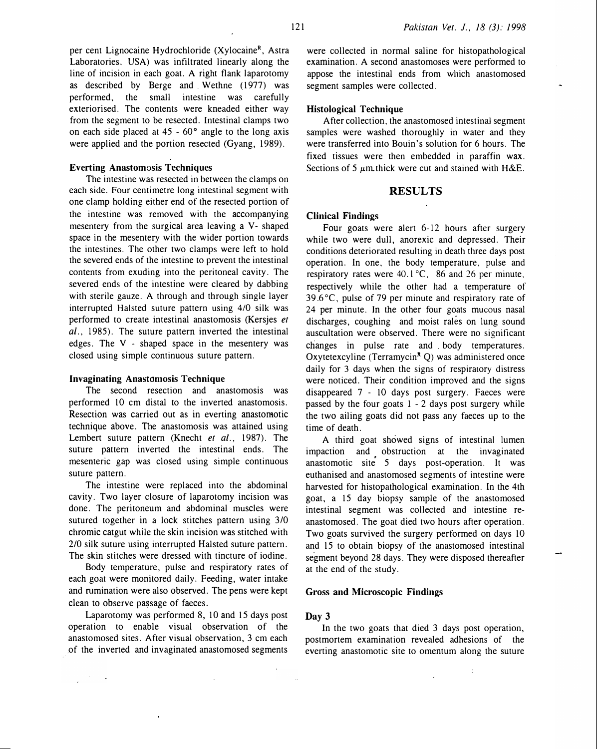per cent Lignocaine Hydrochloride (Xylocaine[R], Astra Laboratories, USA) was infiltrated linearly along the line of incision in each goat. A right flank laparotomy as described by Berge and Wethne (1977) was performed, the small intestine was carefully exteriorised. The contents were kneaded either way from the segment to be resected. Intestinal clamps two on each side placed at 45 - 60° angle to the long axis were applied and the portion resected (Gyang, 1989).

### Everting Anastomosis Techniques

The intestine was resected in between the clamps on each side. Four centimetre long intestinal segment with one clamp holding either end of the resected portion of the intestine was removed with the accompanying mesentery from the surgical area leaving a V- shaped space in the mesentery with the wider portion towards the intestines. The other two clamps were left to hold the severed ends of the intestine to prevent the intestinal contents from exuding into the peritoneal cavity. The severed ends of the intestine were cleared by dabbing with sterile gauze. A through and through single layer interrupted Halsted suture pattern using 4/0 silk was performed to create intestinal anastomosis (Kersjes *et al.*, 1985). The suture pattern inverted the intestinal edges. The V - shaped space in the mesentery was closed using simple continuous suture pattern.

### Invaginating Anastomosis Technique

The second resection and anastomosis was performed 10 cm distal to the inverted anastomosis. Resection was carried out as in everting anastomotic technique above. The anastomosis was attained using Lembert suture pattern (Knecht *et al.*, 1987). The suture pattern inverted the intestinal ends. The mesenteric gap was closed using simple continuous suture pattern.

The intestine were replaced into the abdominal cavity. Two layer closure of laparotomy incision was done. The peritoneum and abdominal muscles were sutured together in a lock stitches pattern using 3/0 chromic catgut while the skin incision was stitched with 2/0 silk suture using interrupted Halsted suture pattern. The skin stitches were dressed with tincture of iodine.

Body temperature, pulse and respiratory rates of each goat were monitored daily. Feeding, water intake and rumination were also observed. The pens were kept clean to observe passage of faeces.

Laparotomy was performed 8, 10 and 15 days post operation to enable visual observation of the anastomosed sites. After visual observation, 3 cm each of the inverted and invaginated anastomosed segments were collected in normal saline for histopathological examination. A second anastomoses were performed to appose the intestinal ends from which anastomosed segment samples were collected.

### Histological Technique

After collection, the anastomosed intestinal segment samples were washed thoroughly in water and they were transferred into Bouin's solution for 6 hours. The fixed tissues were then embedded in paraffin wax. Sections of 5 μm thick were cut and stained with H&E.

## RESULTS

### Clinical Findings

Four goats were alert 6-12 hours after surgery while two were dull, anorexic and depressed. Their conditions deteriorated resulting in death three days post operation. In one, the body temperature, pulse and respiratory rates were 40.1 °C, 86 and 26 per minute, respectively while the other had a temperature of 39.6 °C, pulse of 79 per minute and respiratory rate of 24 per minute. In the other four goats mucous nasal discharges, coughing and moist rales on lung sound auscultation were observed. There were no significant changes in pulse rate and body temperatures. Oxytetexcyline (Terramycin[R] Q) was administered once daily for 3 days when the signs of respiratory distress were noticed. Their condition improved and the signs disappeared 7 - 10 days post surgery. Faeces were passed by the four goats 1 - 2 days post surgery while the two ailing goats did not pass any faeces up to the time of death.

A third goat showed signs of intestinal lumen impaction and obstruction at the invaginated anastomotic site 5 days post-operation. It was euthanised and anastomosed segments of intestine were harvested for histopathological examination. In the 4th goat, a 15 day biopsy sample of the anastomosed intestinal segment was collected and intestine re-anastomosed. The goat died two hours after operation. Two goats survived the surgery performed on days 10 and 15 to obtain biopsy of the anastomosed intestinal segment beyond 28 days. They were disposed thereafter at the end of the study.

### Gross and Microscopic Findings

#### Day 3

In the two goats that died 3 days post operation, postmortem examination revealed adhesions of the everting anastomotic site to omentum along the suture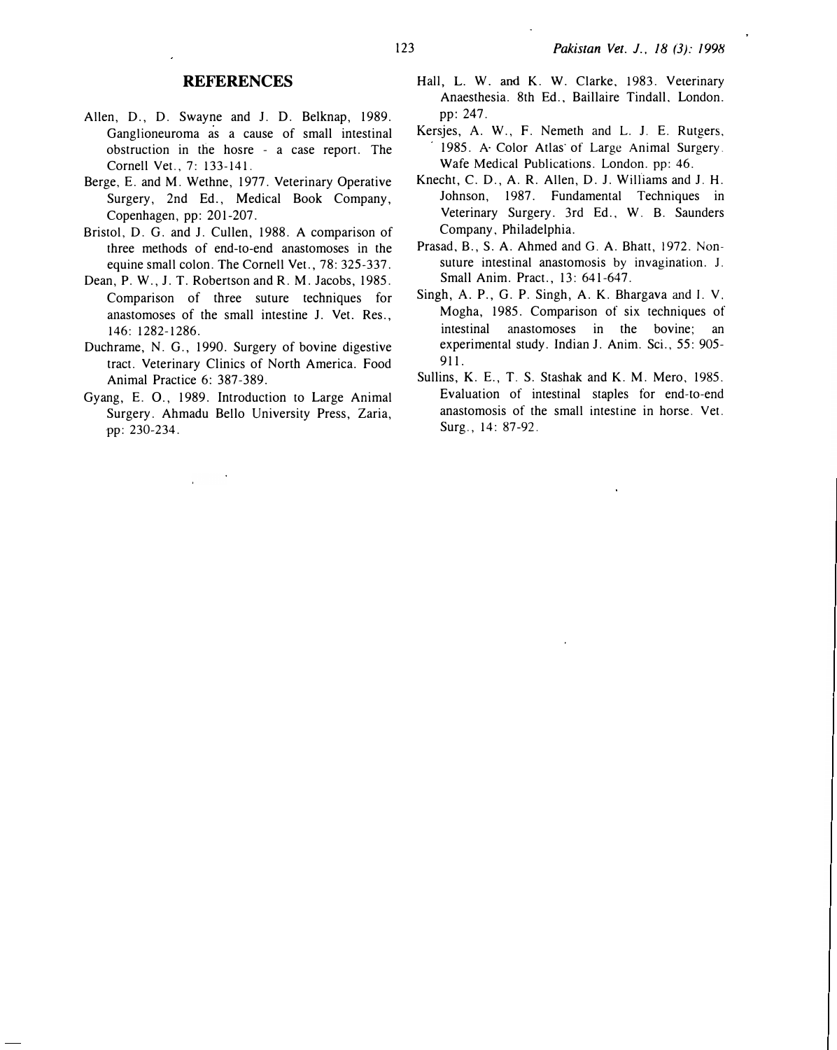## REFERENCES

Allen, D., D. Swayne and J. D. Belknap, 1989. Ganglioneuroma as a cause of small intestinal obstruction in the hosre - a case report. The Cornell Vet., 7: 133-141.

Berge, E. and M. Wethne, 1977. Veterinary Operative Surgery, 2nd Ed., Medical Book Company, Copenhagen, pp: 201-207.

Bristol, D. G. and J. Cullen, 1988. A comparison of three methods of end-to-end anastomoses in the equine small colon. The Cornell Vet., 78: 325-337.

Dean, P. W., J. T. Robertson and R. M. Jacobs, 1985. Comparison of three suture techniques for anastomoses of the small intestine J. Vet. Res., 146: 1282-1286.

Duchrame, N. G., 1990. Surgery of bovine digestive tract. Veterinary Clinics of North America. Food Animal Practice 6: 387-389.

Gyang, E. O., 1989. Introduction to Large Animal Surgery. Ahmadu Bello University Press, Zaria, pp: 230-234.

Hall, L. W. and K. W. Clarke, 1983. Veterinary Anaesthesia. 8th Ed., Baillaire Tindall, London. pp: 247.

Kersjes, A. W., F. Nemeth and L. J. E. Rutgers, 1985. A Color Atlas of Large Animal Surgery. Wafe Medical Publications. London. pp: 46.

Knecht, C. D., A. R. Allen, D. J. Williams and J. H. Johnson, 1987. Fundamental Techniques in Veterinary Surgery. 3rd Ed., W. B. Saunders Company, Philadelphia.

Prasad, B., S. A. Ahmed and G. A. Bhatt, 1972. Non-suture intestinal anastomosis by invagination. J. Small Anim. Pract., 13: 641-647.

Singh, A. P., G. P. Singh, A. K. Bhargava and I. V. Mogha, 1985. Comparison of six techniques of intestinal anastomoses in the bovine; an experimental study. Indian J. Anim. Sci., 55: 905-911.

Sullins, K. E., T. S. Stashak and K. M. Mero, 1985. Evaluation of intestinal staples for end-to-end anastomosis of the small intestine in horse. Vet. Surg., 14: 87-92.